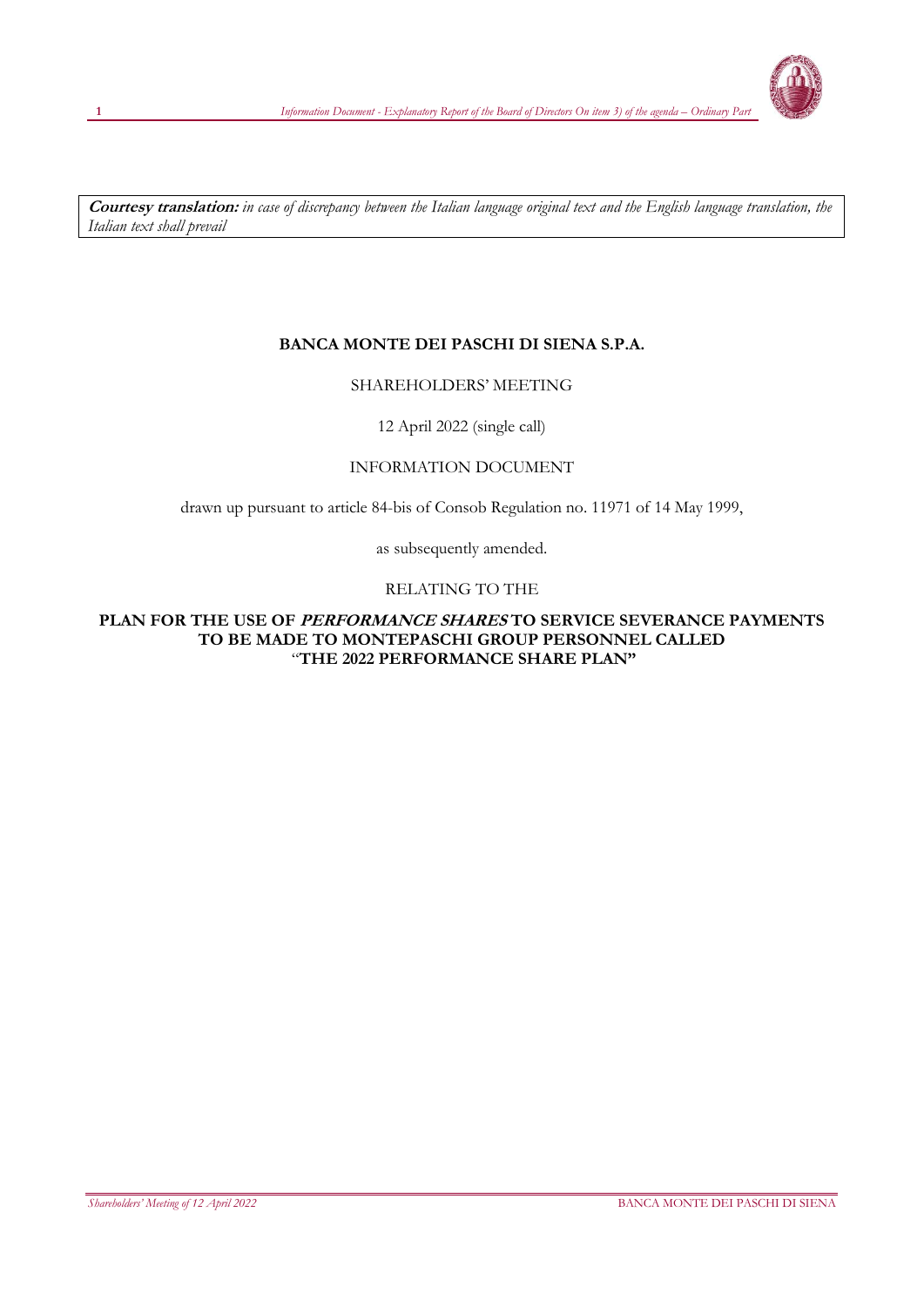**Courtesy translation:** *in case of discrepancy between the Italian language original text and the English language translation, the Italian text shall prevail*

**BANCA MONTE DEI PASCHI DI SIENA S.P.A.**

SHAREHOLDERS' MEETING

12 April 2022 (single call)

INFORMATION DOCUMENT

drawn up pursuant to article 84-bis of Consob Regulation no. 11971 of 14 May 1999,

as subsequently amended.

RELATING TO THE

**PLAN FOR THE USE OF *PERFORMANCE SHARES* TO SERVICE SEVERANCE PAYMENTS TO BE MADE TO MONTEPASCHI GROUP PERSONNEL CALLED "THE 2022 PERFORMANCE SHARE PLAN"**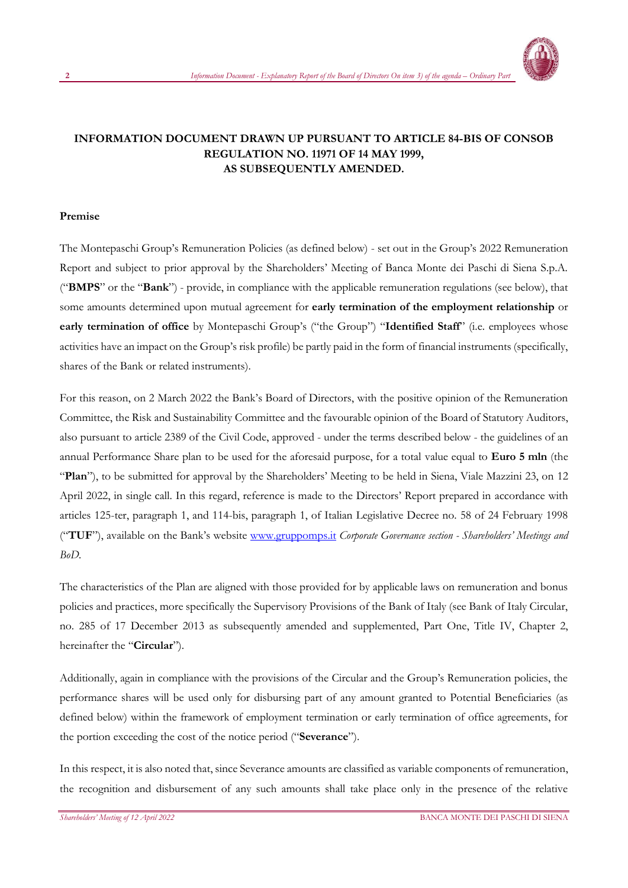# INFORMATION DOCUMENT DRAWN UP PURSUANT TO ARTICLE 84-BIS OF CONSOB REGULATION NO. 11971 OF 14 MAY 1999, AS SUBSEQUENTLY AMENDED.

**Premise**

The Montepaschi Group's Remuneration Policies (as defined below) - set out in the Group's 2022 Remuneration Report and subject to prior approval by the Shareholders' Meeting of Banca Monte dei Paschi di Siena S.p.A. ("**BMPS**" or the "**Bank**") - provide, in compliance with the applicable remuneration regulations (see below), that some amounts determined upon mutual agreement for **early termination of the employment relationship** or **early termination of office** by Montepaschi Group's ("the Group") "**Identified Staff**" (i.e. employees whose activities have an impact on the Group's risk profile) be partly paid in the form of financial instruments (specifically, shares of the Bank or related instruments).

For this reason, on 2 March 2022 the Bank's Board of Directors, with the positive opinion of the Remuneration Committee, the Risk and Sustainability Committee and the favourable opinion of the Board of Statutory Auditors, also pursuant to article 2389 of the Civil Code, approved - under the terms described below - the guidelines of an annual Performance Share plan to be used for the aforesaid purpose, for a total value equal to **Euro 5 mln** (the "**Plan**"), to be submitted for approval by the Shareholders' Meeting to be held in Siena, Viale Mazzini 23, on 12 April 2022, in single call. In this regard, reference is made to the Directors' Report prepared in accordance with articles 125-ter, paragraph 1, and 114-bis, paragraph 1, of Italian Legislative Decree no. 58 of 24 February 1998 ("**TUF**"), available on the Bank's website www.gruppomps.it *Corporate Governance section - Shareholders' Meetings and BoD*.

The characteristics of the Plan are aligned with those provided for by applicable laws on remuneration and bonus policies and practices, more specifically the Supervisory Provisions of the Bank of Italy (see Bank of Italy Circular, no. 285 of 17 December 2013 as subsequently amended and supplemented, Part One, Title IV, Chapter 2, hereinafter the "**Circular**").

Additionally, again in compliance with the provisions of the Circular and the Group's Remuneration policies, the performance shares will be used only for disbursing part of any amount granted to Potential Beneficiaries (as defined below) within the framework of employment termination or early termination of office agreements, for the portion exceeding the cost of the notice period ("**Severance**").

In this respect, it is also noted that, since Severance amounts are classified as variable components of remuneration, the recognition and disbursement of any such amounts shall take place only in the presence of the relative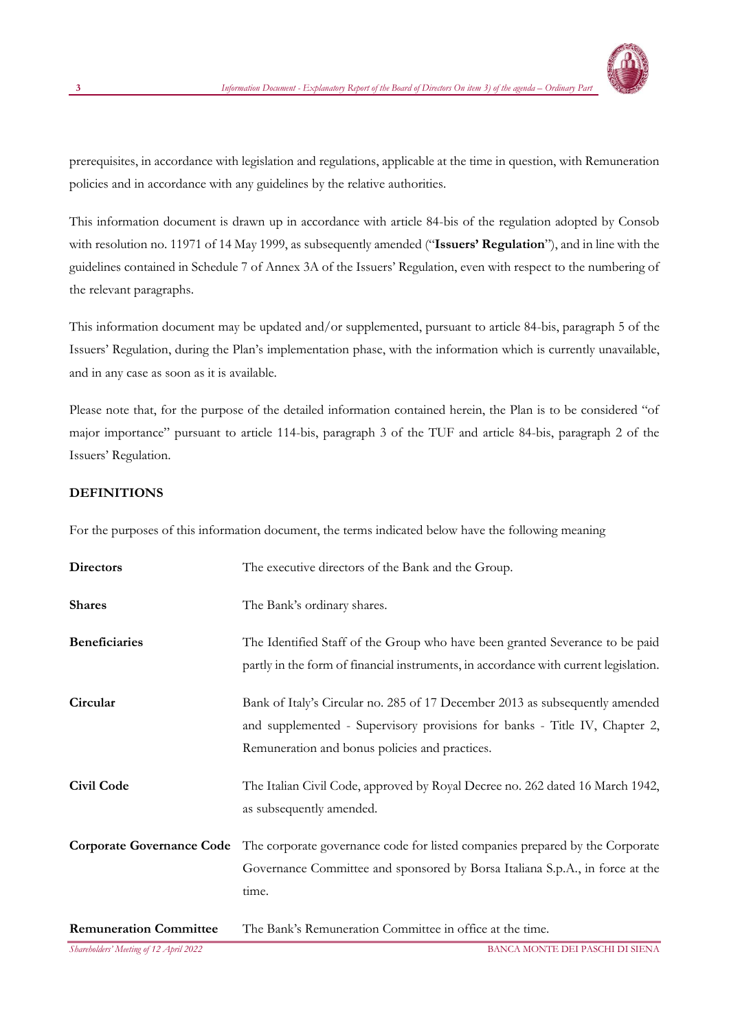prerequisites, in accordance with legislation and regulations, applicable at the time in question, with Remuneration policies and in accordance with any guidelines by the relative authorities.

This information document is drawn up in accordance with article 84-bis of the regulation adopted by Consob with resolution no. 11971 of 14 May 1999, as subsequently amended ("**Issuers' Regulation**"), and in line with the guidelines contained in Schedule 7 of Annex 3A of the Issuers' Regulation, even with respect to the numbering of the relevant paragraphs.

This information document may be updated and/or supplemented, pursuant to article 84-bis, paragraph 5 of the Issuers' Regulation, during the Plan's implementation phase, with the information which is currently unavailable, and in any case as soon as it is available.

Please note that, for the purpose of the detailed information contained herein, the Plan is to be considered "of major importance" pursuant to article 114-bis, paragraph 3 of the TUF and article 84-bis, paragraph 2 of the Issuers' Regulation.

## DEFINITIONS

For the purposes of this information document, the terms indicated below have the following meaning

| | |
|---|---|
| **Directors** | The executive directors of the Bank and the Group. |
| **Shares** | The Bank's ordinary shares. |
| **Beneficiaries** | The Identified Staff of the Group who have been granted Severance to be paid partly in the form of financial instruments, in accordance with current legislation. |
| **Circular** | Bank of Italy's Circular no. 285 of 17 December 2013 as subsequently amended and supplemented - Supervisory provisions for banks - Title IV, Chapter 2, Remuneration and bonus policies and practices. |
| **Civil Code** | The Italian Civil Code, approved by Royal Decree no. 262 dated 16 March 1942, as subsequently amended. |
| **Corporate Governance Code** | The corporate governance code for listed companies prepared by the Corporate Governance Committee and sponsored by Borsa Italiana S.p.A., in force at the time. |
| **Remuneration Committee** | The Bank's Remuneration Committee in office at the time. |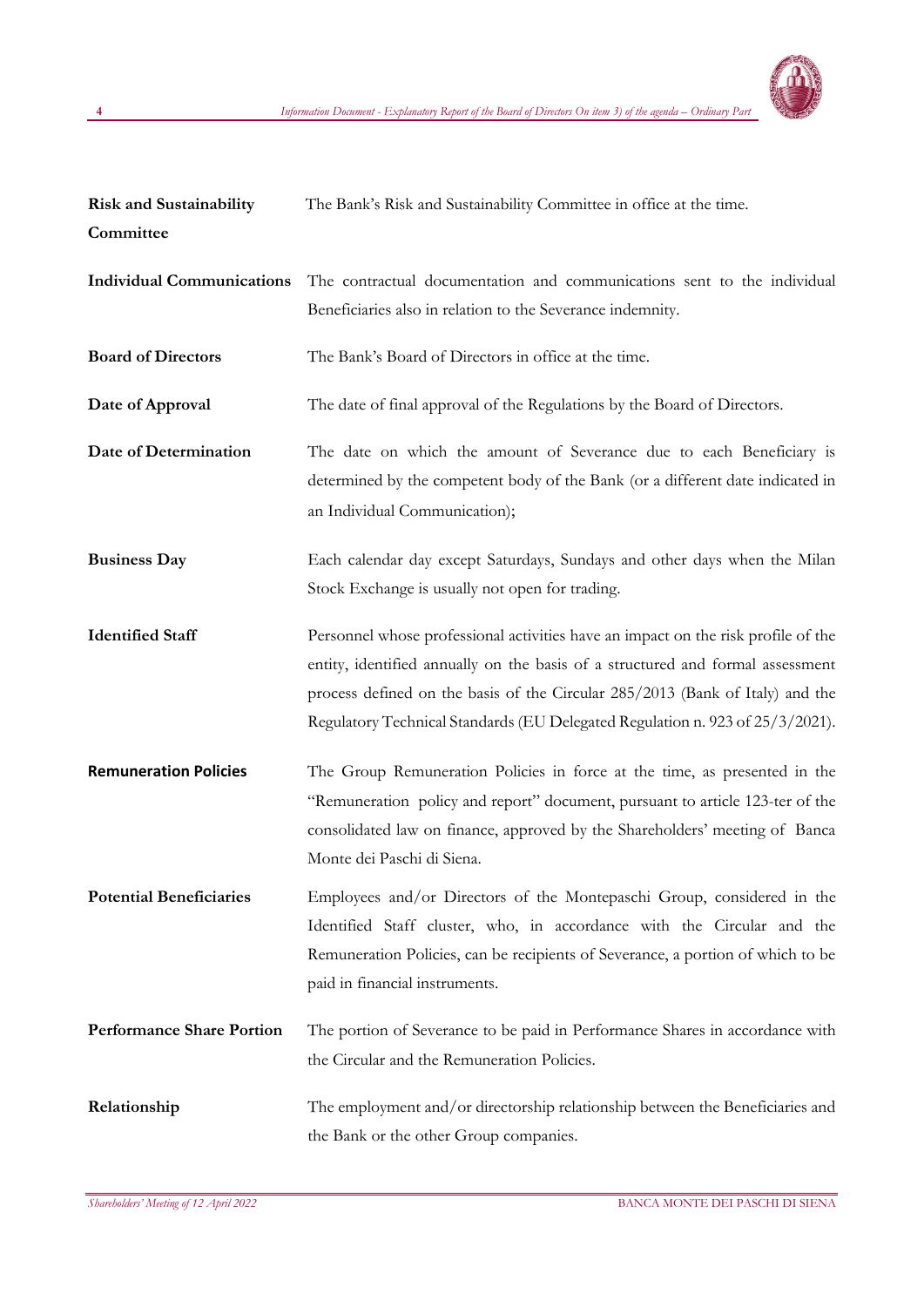| | |
|---|---|
| **Risk and Sustainability Committee** | The Bank's Risk and Sustainability Committee in office at the time. |
| **Individual Communications** | The contractual documentation and communications sent to the individual Beneficiaries also in relation to the Severance indemnity. |
| **Board of Directors** | The Bank's Board of Directors in office at the time. |
| **Date of Approval** | The date of final approval of the Regulations by the Board of Directors. |
| **Date of Determination** | The date on which the amount of Severance due to each Beneficiary is determined by the competent body of the Bank (or a different date indicated in an Individual Communication); |
| **Business Day** | Each calendar day except Saturdays, Sundays and other days when the Milan Stock Exchange is usually not open for trading. |
| **Identified Staff** | Personnel whose professional activities have an impact on the risk profile of the entity, identified annually on the basis of a structured and formal assessment process defined on the basis of the Circular 285/2013 (Bank of Italy) and the Regulatory Technical Standards (EU Delegated Regulation n. 923 of 25/3/2021). |
| **Remuneration Policies** | The Group Remuneration Policies in force at the time, as presented in the "Remuneration policy and report" document, pursuant to article 123-ter of the consolidated law on finance, approved by the Shareholders' meeting of Banca Monte dei Paschi di Siena. |
| **Potential Beneficiaries** | Employees and/or Directors of the Montepaschi Group, considered in the Identified Staff cluster, who, in accordance with the Circular and the Remuneration Policies, can be recipients of Severance, a portion of which to be paid in financial instruments. |
| **Performance Share Portion** | The portion of Severance to be paid in Performance Shares in accordance with the Circular and the Remuneration Policies. |
| **Relationship** | The employment and/or directorship relationship between the Beneficiaries and the Bank or the other Group companies. |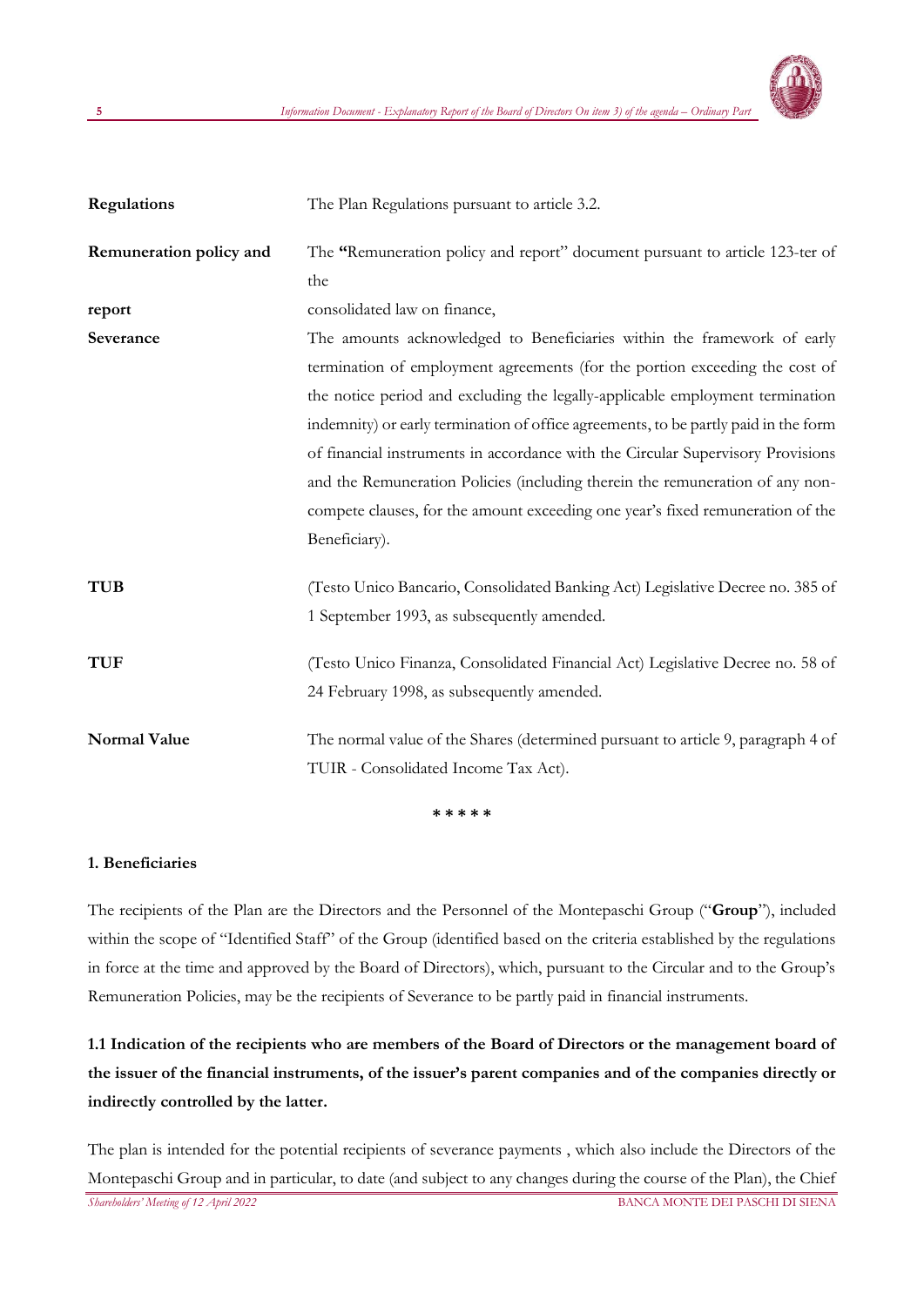| | |
|---|---|
| **Regulations** | The Plan Regulations pursuant to article 3.2. |
| **Remuneration policy and report** | The **"**Remuneration policy and report" document pursuant to article 123-ter of the consolidated law on finance, |
| **Severance** | The amounts acknowledged to Beneficiaries within the framework of early termination of employment agreements (for the portion exceeding the cost of the notice period and excluding the legally-applicable employment termination indemnity) or early termination of office agreements, to be partly paid in the form of financial instruments in accordance with the Circular Supervisory Provisions and the Remuneration Policies (including therein the remuneration of any non-compete clauses, for the amount exceeding one year's fixed remuneration of the Beneficiary). |
| **TUB** | (Testo Unico Bancario, Consolidated Banking Act) Legislative Decree no. 385 of 1 September 1993, as subsequently amended. |
| **TUF** | (Testo Unico Finanza, Consolidated Financial Act) Legislative Decree no. 58 of 24 February 1998, as subsequently amended. |
| **Normal Value** | The normal value of the Shares (determined pursuant to article 9, paragraph 4 of TUIR - Consolidated Income Tax Act). |

\* \* \* \* \*

## 1. Beneficiaries

The recipients of the Plan are the Directors and the Personnel of the Montepaschi Group ("**Group**"), included within the scope of "Identified Staff" of the Group (identified based on the criteria established by the regulations in force at the time and approved by the Board of Directors), which, pursuant to the Circular and to the Group's Remuneration Policies, may be the recipients of Severance to be partly paid in financial instruments.

### 1.1 Indication of the recipients who are members of the Board of Directors or the management board of the issuer of the financial instruments, of the issuer's parent companies and of the companies directly or indirectly controlled by the latter.

The plan is intended for the potential recipients of severance payments , which also include the Directors of the Montepaschi Group and in particular, to date (and subject to any changes during the course of the Plan), the Chief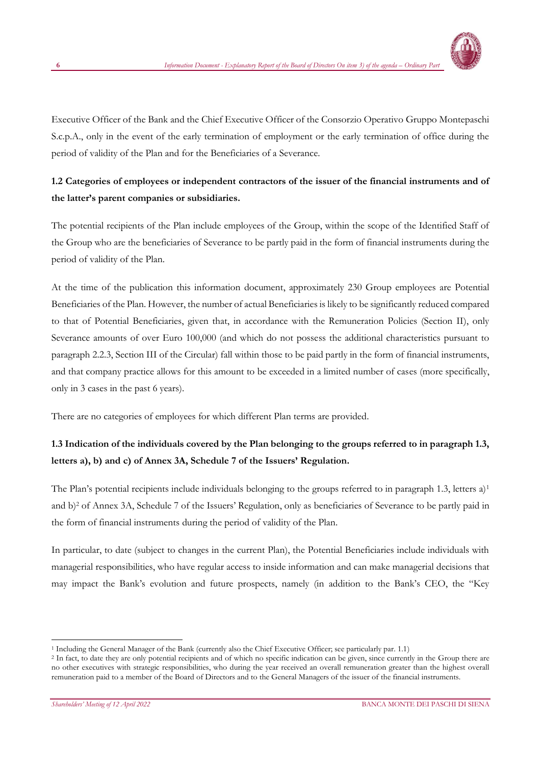Executive Officer of the Bank and the Chief Executive Officer of the Consorzio Operativo Gruppo Montepaschi S.c.p.A., only in the event of the early termination of employment or the early termination of office during the period of validity of the Plan and for the Beneficiaries of a Severance.

**1.2 Categories of employees or independent contractors of the issuer of the financial instruments and of the latter's parent companies or subsidiaries.**

The potential recipients of the Plan include employees of the Group, within the scope of the Identified Staff of the Group who are the beneficiaries of Severance to be partly paid in the form of financial instruments during the period of validity of the Plan.

At the time of the publication this information document, approximately 230 Group employees are Potential Beneficiaries of the Plan. However, the number of actual Beneficiaries is likely to be significantly reduced compared to that of Potential Beneficiaries, given that, in accordance with the Remuneration Policies (Section II), only Severance amounts of over Euro 100,000 (and which do not possess the additional characteristics pursuant to paragraph 2.2.3, Section III of the Circular) fall within those to be paid partly in the form of financial instruments, and that company practice allows for this amount to be exceeded in a limited number of cases (more specifically, only in 3 cases in the past 6 years).

There are no categories of employees for which different Plan terms are provided.

**1.3 Indication of the individuals covered by the Plan belonging to the groups referred to in paragraph 1.3, letters a), b) and c) of Annex 3A, Schedule 7 of the Issuers' Regulation.**

The Plan's potential recipients include individuals belonging to the groups referred to in paragraph 1.3, letters a)[1] and b)[2] of Annex 3A, Schedule 7 of the Issuers' Regulation, only as beneficiaries of Severance to be partly paid in the form of financial instruments during the period of validity of the Plan.

In particular, to date (subject to changes in the current Plan), the Potential Beneficiaries include individuals with managerial responsibilities, who have regular access to inside information and can make managerial decisions that may impact the Bank's evolution and future prospects, namely (in addition to the Bank's CEO, the "Key

---

[1] Including the General Manager of the Bank (currently also the Chief Executive Officer; see particularly par. 1.1)

[2] In fact, to date they are only potential recipients and of which no specific indication can be given, since currently in the Group there are no other executives with strategic responsibilities, who during the year received an overall remuneration greater than the highest overall remuneration paid to a member of the Board of Directors and to the General Managers of the issuer of the financial instruments.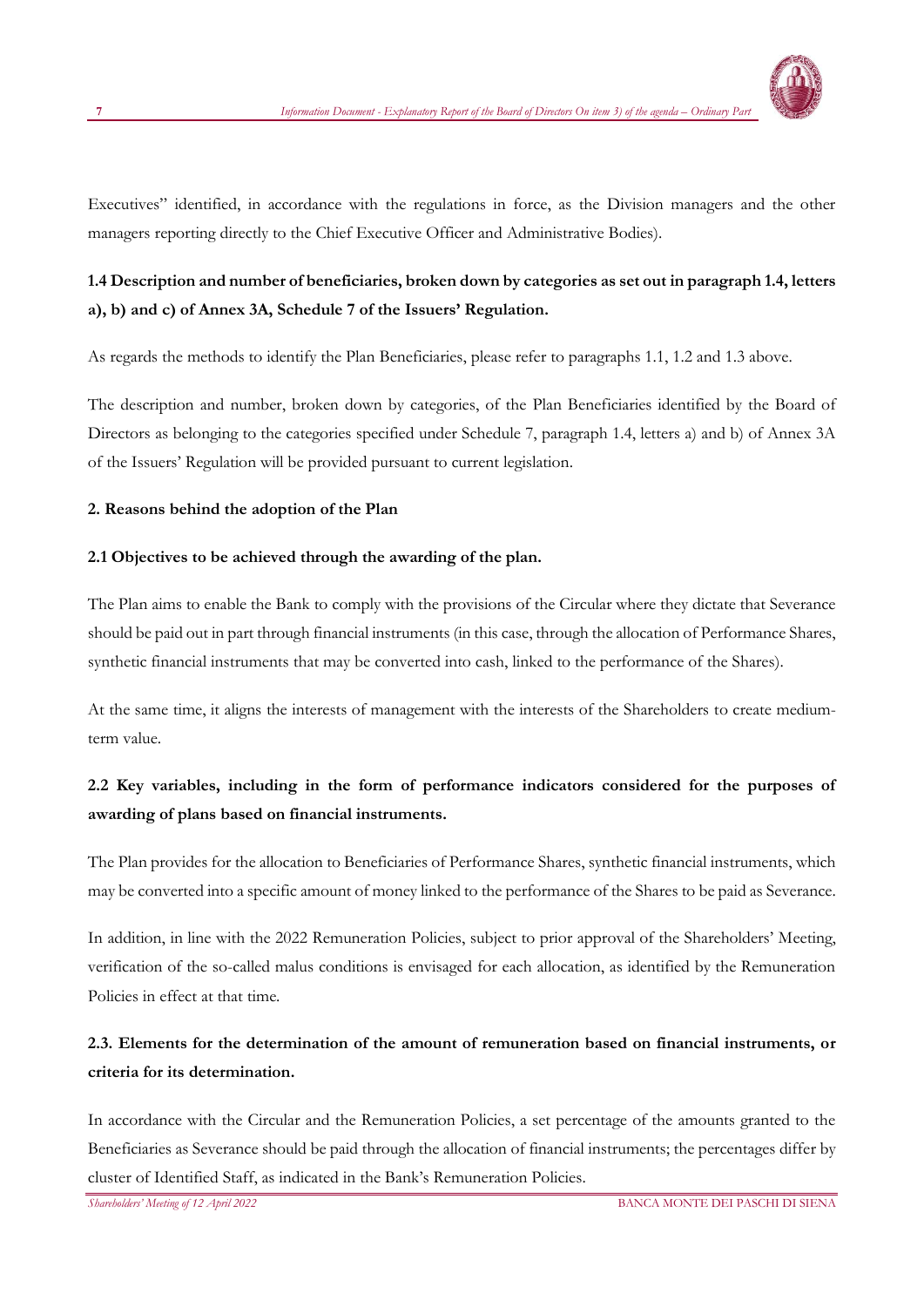Executives" identified, in accordance with the regulations in force, as the Division managers and the other managers reporting directly to the Chief Executive Officer and Administrative Bodies).

### 1.4 Description and number of beneficiaries, broken down by categories as set out in paragraph 1.4, letters a), b) and c) of Annex 3A, Schedule 7 of the Issuers' Regulation.

As regards the methods to identify the Plan Beneficiaries, please refer to paragraphs 1.1, 1.2 and 1.3 above.

The description and number, broken down by categories, of the Plan Beneficiaries identified by the Board of Directors as belonging to the categories specified under Schedule 7, paragraph 1.4, letters a) and b) of Annex 3A of the Issuers' Regulation will be provided pursuant to current legislation.

## 2. Reasons behind the adoption of the Plan

### 2.1 Objectives to be achieved through the awarding of the plan.

The Plan aims to enable the Bank to comply with the provisions of the Circular where they dictate that Severance should be paid out in part through financial instruments (in this case, through the allocation of Performance Shares, synthetic financial instruments that may be converted into cash, linked to the performance of the Shares).

At the same time, it aligns the interests of management with the interests of the Shareholders to create medium-term value.

### 2.2 Key variables, including in the form of performance indicators considered for the purposes of awarding of plans based on financial instruments.

The Plan provides for the allocation to Beneficiaries of Performance Shares, synthetic financial instruments, which may be converted into a specific amount of money linked to the performance of the Shares to be paid as Severance.

In addition, in line with the 2022 Remuneration Policies, subject to prior approval of the Shareholders' Meeting, verification of the so-called malus conditions is envisaged for each allocation, as identified by the Remuneration Policies in effect at that time.

### 2.3. Elements for the determination of the amount of remuneration based on financial instruments, or criteria for its determination.

In accordance with the Circular and the Remuneration Policies, a set percentage of the amounts granted to the Beneficiaries as Severance should be paid through the allocation of financial instruments; the percentages differ by cluster of Identified Staff, as indicated in the Bank's Remuneration Policies.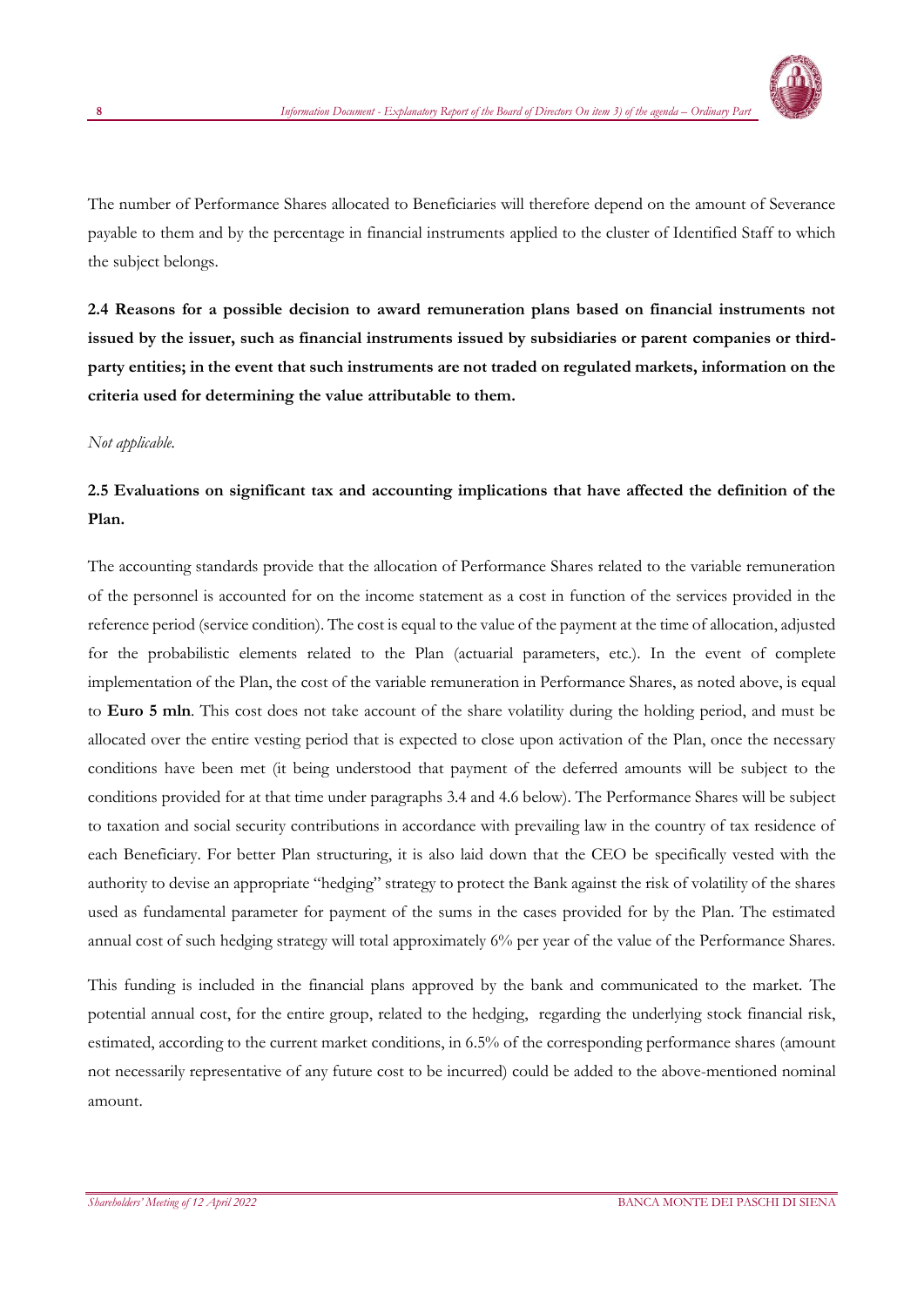The number of Performance Shares allocated to Beneficiaries will therefore depend on the amount of Severance payable to them and by the percentage in financial instruments applied to the cluster of Identified Staff to which the subject belongs.

**2.4 Reasons for a possible decision to award remuneration plans based on financial instruments not issued by the issuer, such as financial instruments issued by subsidiaries or parent companies or third-party entities; in the event that such instruments are not traded on regulated markets, information on the criteria used for determining the value attributable to them.**

*Not applicable.*

**2.5 Evaluations on significant tax and accounting implications that have affected the definition of the Plan.**

The accounting standards provide that the allocation of Performance Shares related to the variable remuneration of the personnel is accounted for on the income statement as a cost in function of the services provided in the reference period (service condition). The cost is equal to the value of the payment at the time of allocation, adjusted for the probabilistic elements related to the Plan (actuarial parameters, etc.). In the event of complete implementation of the Plan, the cost of the variable remuneration in Performance Shares, as noted above, is equal to **Euro 5 mln**. This cost does not take account of the share volatility during the holding period, and must be allocated over the entire vesting period that is expected to close upon activation of the Plan, once the necessary conditions have been met (it being understood that payment of the deferred amounts will be subject to the conditions provided for at that time under paragraphs 3.4 and 4.6 below). The Performance Shares will be subject to taxation and social security contributions in accordance with prevailing law in the country of tax residence of each Beneficiary. For better Plan structuring, it is also laid down that the CEO be specifically vested with the authority to devise an appropriate "hedging" strategy to protect the Bank against the risk of volatility of the shares used as fundamental parameter for payment of the sums in the cases provided for by the Plan. The estimated annual cost of such hedging strategy will total approximately 6% per year of the value of the Performance Shares.

This funding is included in the financial plans approved by the bank and communicated to the market. The potential annual cost, for the entire group, related to the hedging, regarding the underlying stock financial risk, estimated, according to the current market conditions, in 6.5% of the corresponding performance shares (amount not necessarily representative of any future cost to be incurred) could be added to the above-mentioned nominal amount.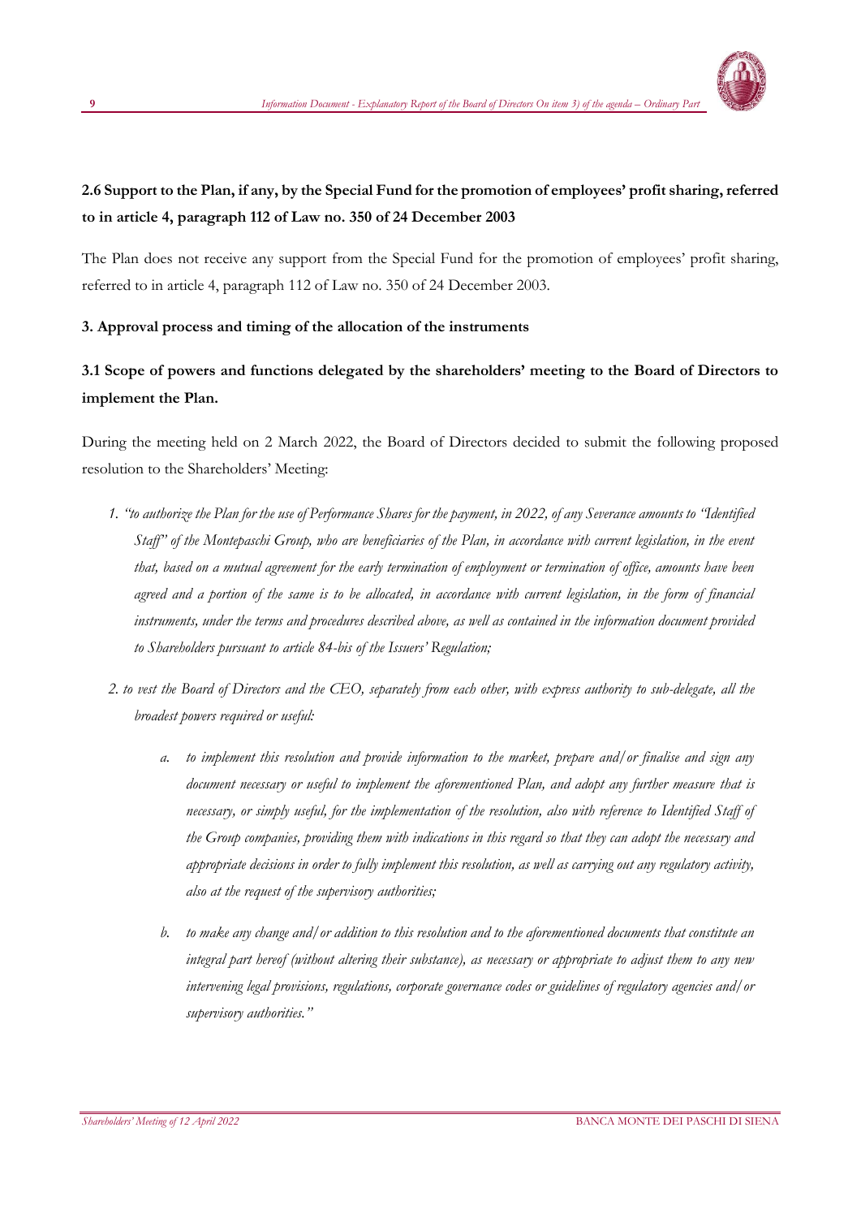### 2.6 Support to the Plan, if any, by the Special Fund for the promotion of employees' profit sharing, referred to in article 4, paragraph 112 of Law no. 350 of 24 December 2003

The Plan does not receive any support from the Special Fund for the promotion of employees' profit sharing, referred to in article 4, paragraph 112 of Law no. 350 of 24 December 2003.

## 3. Approval process and timing of the allocation of the instruments

### 3.1 Scope of powers and functions delegated by the shareholders' meeting to the Board of Directors to implement the Plan.

During the meeting held on 2 March 2022, the Board of Directors decided to submit the following proposed resolution to the Shareholders' Meeting:

1. *"to authorize the Plan for the use of Performance Shares for the payment, in 2022, of any Severance amounts to "Identified Staff" of the Montepaschi Group, who are beneficiaries of the Plan, in accordance with current legislation, in the event that, based on a mutual agreement for the early termination of employment or termination of office, amounts have been agreed and a portion of the same is to be allocated, in accordance with current legislation, in the form of financial instruments, under the terms and procedures described above, as well as contained in the information document provided to Shareholders pursuant to article 84-bis of the Issuers' Regulation;*

2. *to vest the Board of Directors and the CEO, separately from each other, with express authority to sub-delegate, all the broadest powers required or useful:*

   a. *to implement this resolution and provide information to the market, prepare and/or finalise and sign any document necessary or useful to implement the aforementioned Plan, and adopt any further measure that is necessary, or simply useful, for the implementation of the resolution, also with reference to Identified Staff of the Group companies, providing them with indications in this regard so that they can adopt the necessary and appropriate decisions in order to fully implement this resolution, as well as carrying out any regulatory activity, also at the request of the supervisory authorities;*

   b. *to make any change and/or addition to this resolution and to the aforementioned documents that constitute an integral part hereof (without altering their substance), as necessary or appropriate to adjust them to any new intervening legal provisions, regulations, corporate governance codes or guidelines of regulatory agencies and/or supervisory authorities."*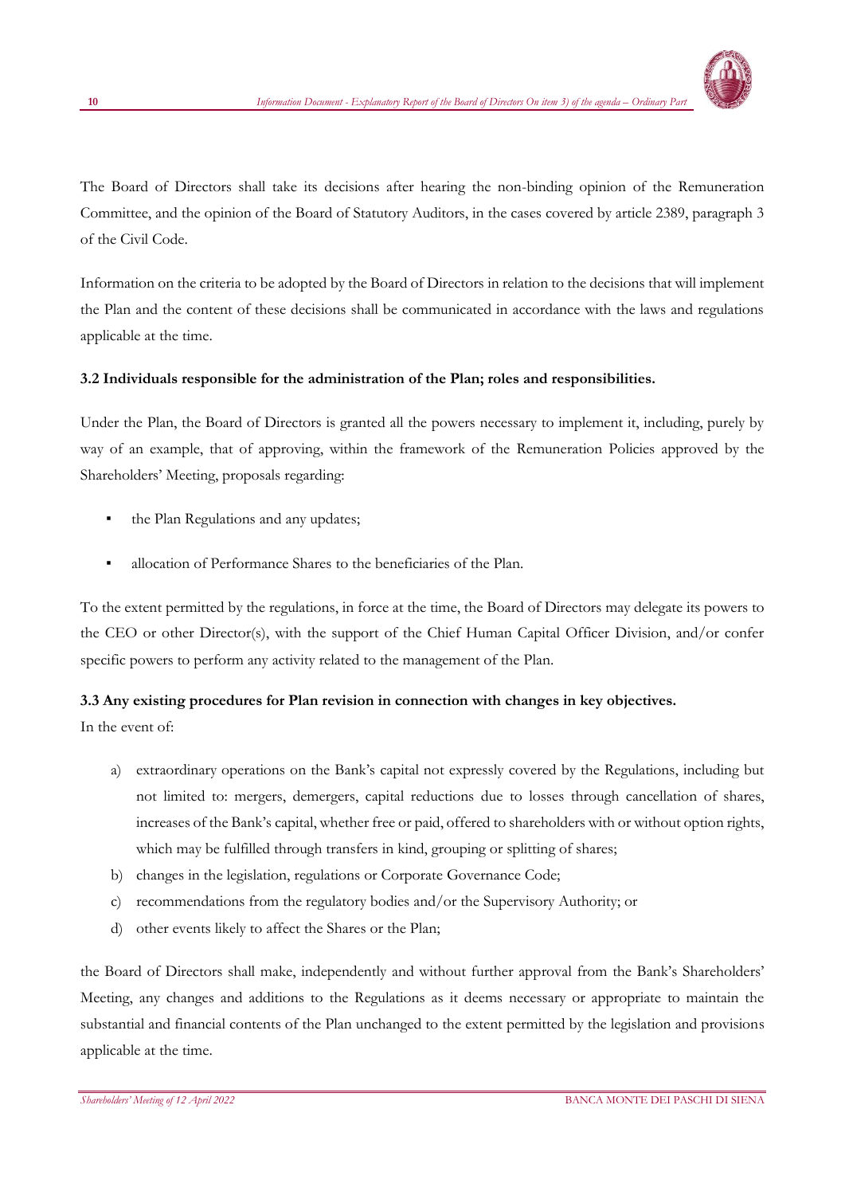The Board of Directors shall take its decisions after hearing the non-binding opinion of the Remuneration Committee, and the opinion of the Board of Statutory Auditors, in the cases covered by article 2389, paragraph 3 of the Civil Code.

Information on the criteria to be adopted by the Board of Directors in relation to the decisions that will implement the Plan and the content of these decisions shall be communicated in accordance with the laws and regulations applicable at the time.

**3.2 Individuals responsible for the administration of the Plan; roles and responsibilities.**

Under the Plan, the Board of Directors is granted all the powers necessary to implement it, including, purely by way of an example, that of approving, within the framework of the Remuneration Policies approved by the Shareholders' Meeting, proposals regarding:

- the Plan Regulations and any updates;
- allocation of Performance Shares to the beneficiaries of the Plan.

To the extent permitted by the regulations, in force at the time, the Board of Directors may delegate its powers to the CEO or other Director(s), with the support of the Chief Human Capital Officer Division, and/or confer specific powers to perform any activity related to the management of the Plan.

**3.3 Any existing procedures for Plan revision in connection with changes in key objectives.**

In the event of:

a) extraordinary operations on the Bank's capital not expressly covered by the Regulations, including but not limited to: mergers, demergers, capital reductions due to losses through cancellation of shares, increases of the Bank's capital, whether free or paid, offered to shareholders with or without option rights, which may be fulfilled through transfers in kind, grouping or splitting of shares;
b) changes in the legislation, regulations or Corporate Governance Code;
c) recommendations from the regulatory bodies and/or the Supervisory Authority; or
d) other events likely to affect the Shares or the Plan;

the Board of Directors shall make, independently and without further approval from the Bank's Shareholders' Meeting, any changes and additions to the Regulations as it deems necessary or appropriate to maintain the substantial and financial contents of the Plan unchanged to the extent permitted by the legislation and provisions applicable at the time.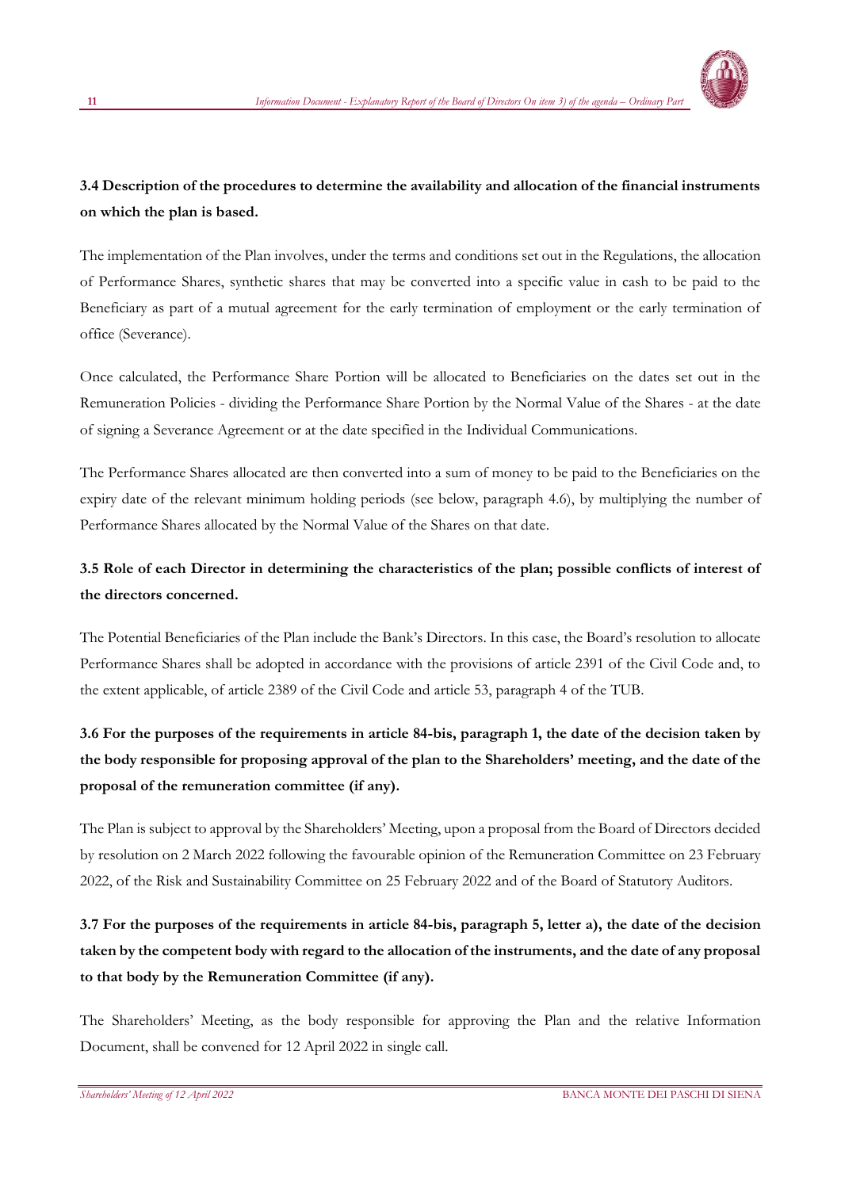### 3.4 Description of the procedures to determine the availability and allocation of the financial instruments on which the plan is based.

The implementation of the Plan involves, under the terms and conditions set out in the Regulations, the allocation of Performance Shares, synthetic shares that may be converted into a specific value in cash to be paid to the Beneficiary as part of a mutual agreement for the early termination of employment or the early termination of office (Severance).

Once calculated, the Performance Share Portion will be allocated to Beneficiaries on the dates set out in the Remuneration Policies - dividing the Performance Share Portion by the Normal Value of the Shares - at the date of signing a Severance Agreement or at the date specified in the Individual Communications.

The Performance Shares allocated are then converted into a sum of money to be paid to the Beneficiaries on the expiry date of the relevant minimum holding periods (see below, paragraph 4.6), by multiplying the number of Performance Shares allocated by the Normal Value of the Shares on that date.

### 3.5 Role of each Director in determining the characteristics of the plan; possible conflicts of interest of the directors concerned.

The Potential Beneficiaries of the Plan include the Bank's Directors. In this case, the Board's resolution to allocate Performance Shares shall be adopted in accordance with the provisions of article 2391 of the Civil Code and, to the extent applicable, of article 2389 of the Civil Code and article 53, paragraph 4 of the TUB.

### 3.6 For the purposes of the requirements in article 84-bis, paragraph 1, the date of the decision taken by the body responsible for proposing approval of the plan to the Shareholders' meeting, and the date of the proposal of the remuneration committee (if any).

The Plan is subject to approval by the Shareholders' Meeting, upon a proposal from the Board of Directors decided by resolution on 2 March 2022 following the favourable opinion of the Remuneration Committee on 23 February 2022, of the Risk and Sustainability Committee on 25 February 2022 and of the Board of Statutory Auditors.

### 3.7 For the purposes of the requirements in article 84-bis, paragraph 5, letter a), the date of the decision taken by the competent body with regard to the allocation of the instruments, and the date of any proposal to that body by the Remuneration Committee (if any).

The Shareholders' Meeting, as the body responsible for approving the Plan and the relative Information Document, shall be convened for 12 April 2022 in single call.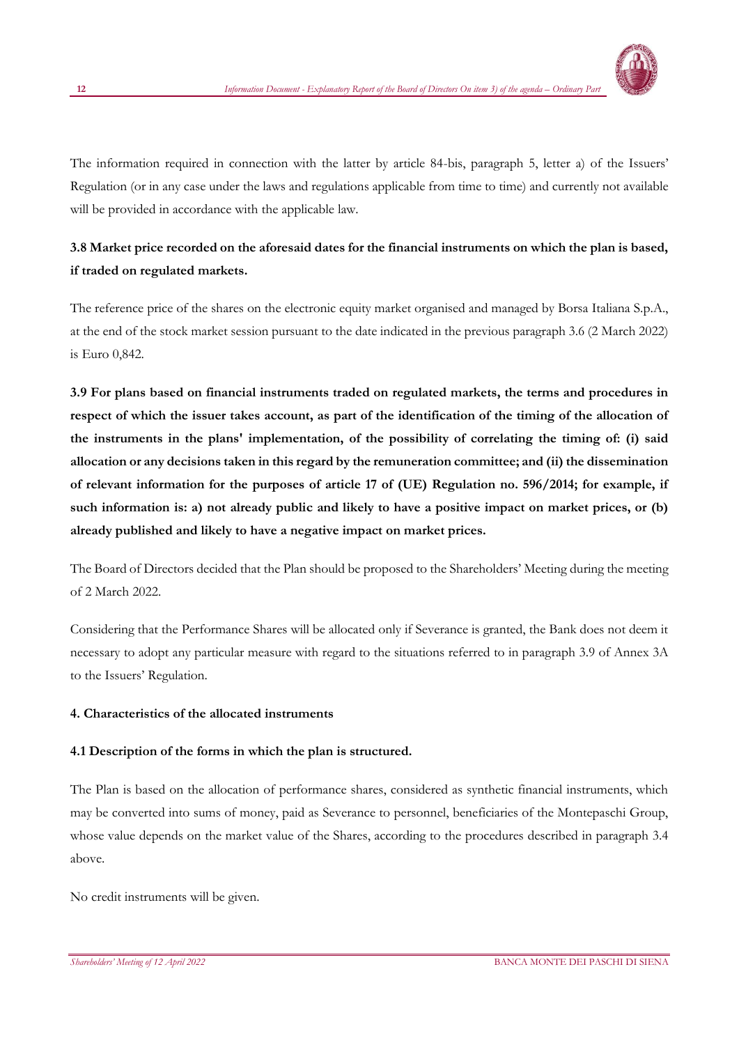The information required in connection with the latter by article 84-bis, paragraph 5, letter a) of the Issuers' Regulation (or in any case under the laws and regulations applicable from time to time) and currently not available will be provided in accordance with the applicable law.

**3.8 Market price recorded on the aforesaid dates for the financial instruments on which the plan is based, if traded on regulated markets.**

The reference price of the shares on the electronic equity market organised and managed by Borsa Italiana S.p.A., at the end of the stock market session pursuant to the date indicated in the previous paragraph 3.6 (2 March 2022) is Euro 0,842.

**3.9 For plans based on financial instruments traded on regulated markets, the terms and procedures in respect of which the issuer takes account, as part of the identification of the timing of the allocation of the instruments in the plans' implementation, of the possibility of correlating the timing of: (i) said allocation or any decisions taken in this regard by the remuneration committee; and (ii) the dissemination of relevant information for the purposes of article 17 of (UE) Regulation no. 596/2014; for example, if such information is: a) not already public and likely to have a positive impact on market prices, or (b) already published and likely to have a negative impact on market prices.**

The Board of Directors decided that the Plan should be proposed to the Shareholders' Meeting during the meeting of 2 March 2022.

Considering that the Performance Shares will be allocated only if Severance is granted, the Bank does not deem it necessary to adopt any particular measure with regard to the situations referred to in paragraph 3.9 of Annex 3A to the Issuers' Regulation.

**4. Characteristics of the allocated instruments**

**4.1 Description of the forms in which the plan is structured.**

The Plan is based on the allocation of performance shares, considered as synthetic financial instruments, which may be converted into sums of money, paid as Severance to personnel, beneficiaries of the Montepaschi Group, whose value depends on the market value of the Shares, according to the procedures described in paragraph 3.4 above.

No credit instruments will be given.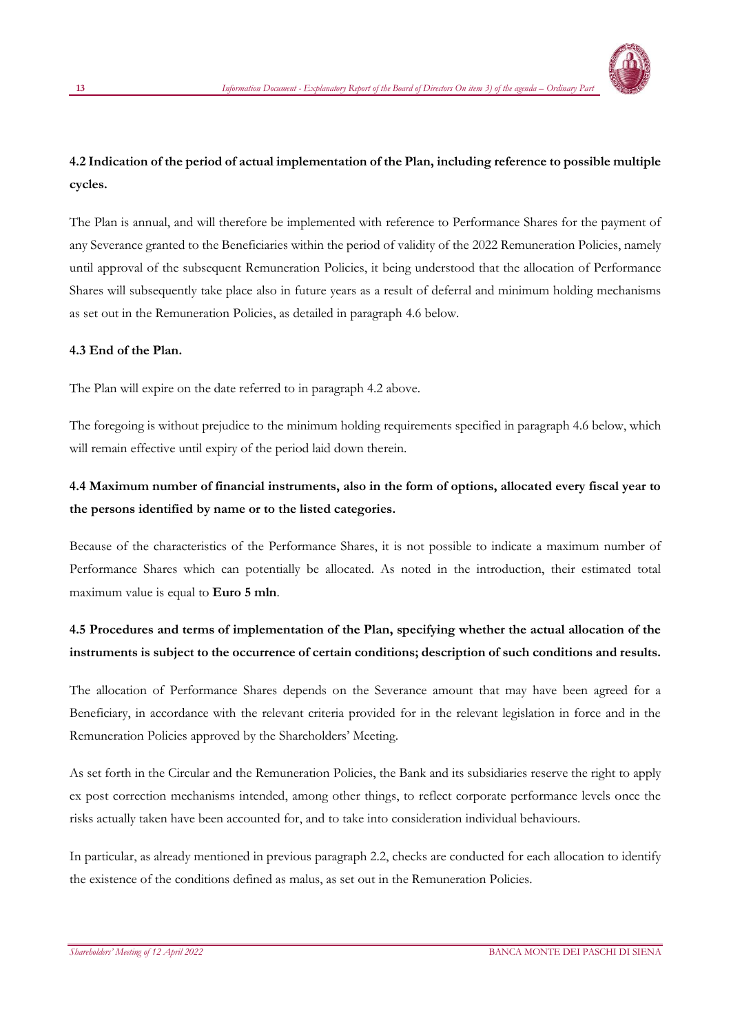**4.2 Indication of the period of actual implementation of the Plan, including reference to possible multiple cycles.**

The Plan is annual, and will therefore be implemented with reference to Performance Shares for the payment of any Severance granted to the Beneficiaries within the period of validity of the 2022 Remuneration Policies, namely until approval of the subsequent Remuneration Policies, it being understood that the allocation of Performance Shares will subsequently take place also in future years as a result of deferral and minimum holding mechanisms as set out in the Remuneration Policies, as detailed in paragraph 4.6 below.

**4.3 End of the Plan.**

The Plan will expire on the date referred to in paragraph 4.2 above.

The foregoing is without prejudice to the minimum holding requirements specified in paragraph 4.6 below, which will remain effective until expiry of the period laid down therein.

**4.4 Maximum number of financial instruments, also in the form of options, allocated every fiscal year to the persons identified by name or to the listed categories.**

Because of the characteristics of the Performance Shares, it is not possible to indicate a maximum number of Performance Shares which can potentially be allocated. As noted in the introduction, their estimated total maximum value is equal to **Euro 5 mln**.

**4.5 Procedures and terms of implementation of the Plan, specifying whether the actual allocation of the instruments is subject to the occurrence of certain conditions; description of such conditions and results.**

The allocation of Performance Shares depends on the Severance amount that may have been agreed for a Beneficiary, in accordance with the relevant criteria provided for in the relevant legislation in force and in the Remuneration Policies approved by the Shareholders' Meeting.

As set forth in the Circular and the Remuneration Policies, the Bank and its subsidiaries reserve the right to apply ex post correction mechanisms intended, among other things, to reflect corporate performance levels once the risks actually taken have been accounted for, and to take into consideration individual behaviours.

In particular, as already mentioned in previous paragraph 2.2, checks are conducted for each allocation to identify the existence of the conditions defined as malus, as set out in the Remuneration Policies.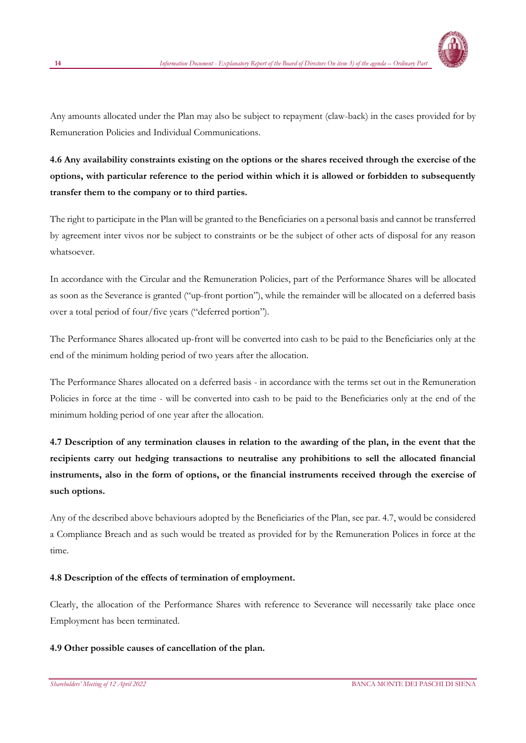Any amounts allocated under the Plan may also be subject to repayment (claw-back) in the cases provided for by Remuneration Policies and Individual Communications.

**4.6 Any availability constraints existing on the options or the shares received through the exercise of the options, with particular reference to the period within which it is allowed or forbidden to subsequently transfer them to the company or to third parties.**

The right to participate in the Plan will be granted to the Beneficiaries on a personal basis and cannot be transferred by agreement inter vivos nor be subject to constraints or be the subject of other acts of disposal for any reason whatsoever.

In accordance with the Circular and the Remuneration Policies, part of the Performance Shares will be allocated as soon as the Severance is granted ("up-front portion"), while the remainder will be allocated on a deferred basis over a total period of four/five years ("deferred portion").

The Performance Shares allocated up-front will be converted into cash to be paid to the Beneficiaries only at the end of the minimum holding period of two years after the allocation.

The Performance Shares allocated on a deferred basis - in accordance with the terms set out in the Remuneration Policies in force at the time - will be converted into cash to be paid to the Beneficiaries only at the end of the minimum holding period of one year after the allocation.

**4.7 Description of any termination clauses in relation to the awarding of the plan, in the event that the recipients carry out hedging transactions to neutralise any prohibitions to sell the allocated financial instruments, also in the form of options, or the financial instruments received through the exercise of such options.**

Any of the described above behaviours adopted by the Beneficiaries of the Plan, see par. 4.7, would be considered a Compliance Breach and as such would be treated as provided for by the Remuneration Polices in force at the time.

**4.8 Description of the effects of termination of employment.**

Clearly, the allocation of the Performance Shares with reference to Severance will necessarily take place once Employment has been terminated.

**4.9 Other possible causes of cancellation of the plan.**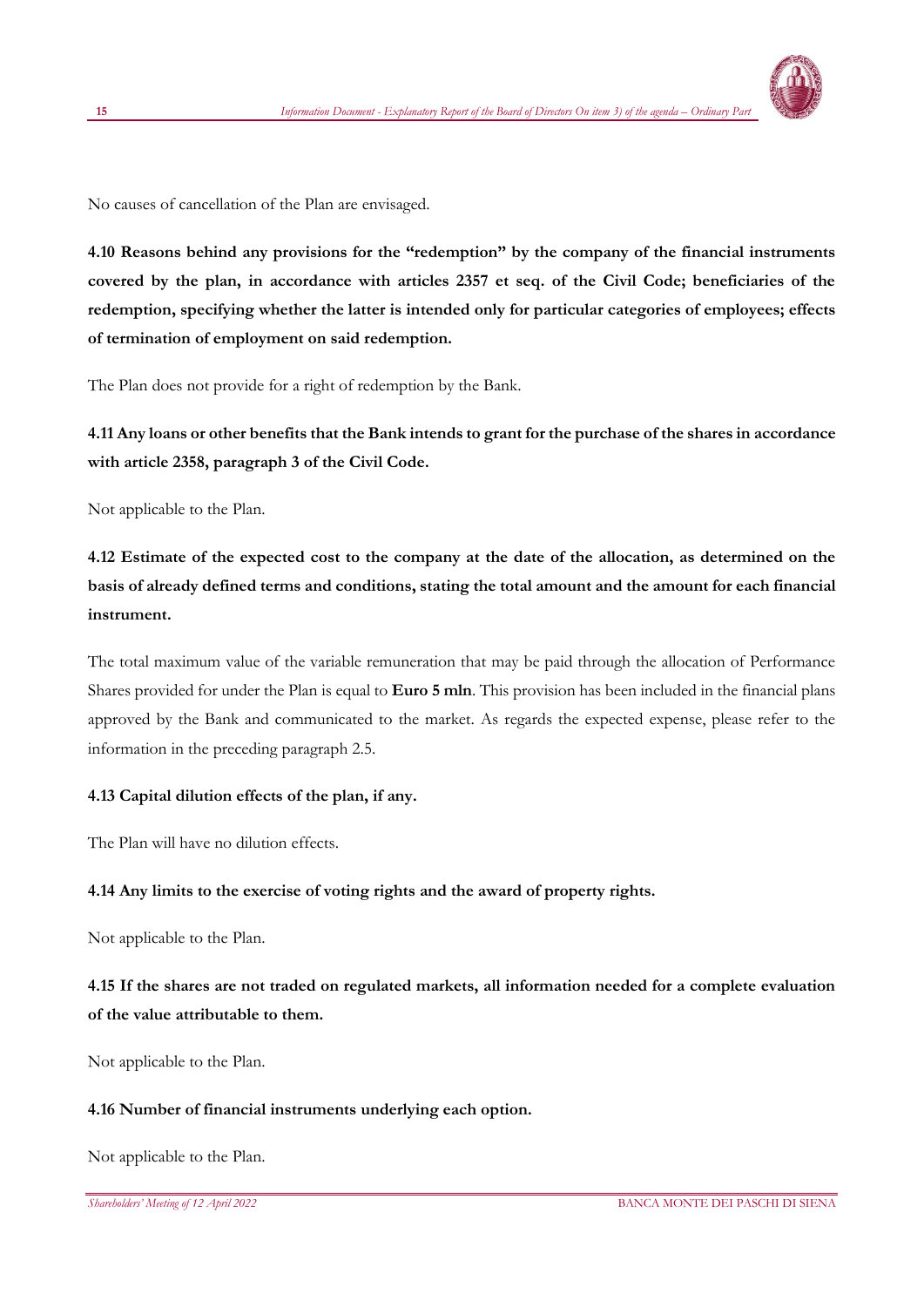No causes of cancellation of the Plan are envisaged.

**4.10 Reasons behind any provisions for the "redemption" by the company of the financial instruments covered by the plan, in accordance with articles 2357 et seq. of the Civil Code; beneficiaries of the redemption, specifying whether the latter is intended only for particular categories of employees; effects of termination of employment on said redemption.**

The Plan does not provide for a right of redemption by the Bank.

**4.11 Any loans or other benefits that the Bank intends to grant for the purchase of the shares in accordance with article 2358, paragraph 3 of the Civil Code.**

Not applicable to the Plan.

**4.12 Estimate of the expected cost to the company at the date of the allocation, as determined on the basis of already defined terms and conditions, stating the total amount and the amount for each financial instrument.**

The total maximum value of the variable remuneration that may be paid through the allocation of Performance Shares provided for under the Plan is equal to **Euro 5 mln**. This provision has been included in the financial plans approved by the Bank and communicated to the market. As regards the expected expense, please refer to the information in the preceding paragraph 2.5.

**4.13 Capital dilution effects of the plan, if any.**

The Plan will have no dilution effects.

**4.14 Any limits to the exercise of voting rights and the award of property rights.**

Not applicable to the Plan.

**4.15 If the shares are not traded on regulated markets, all information needed for a complete evaluation of the value attributable to them.**

Not applicable to the Plan.

**4.16 Number of financial instruments underlying each option.**

Not applicable to the Plan.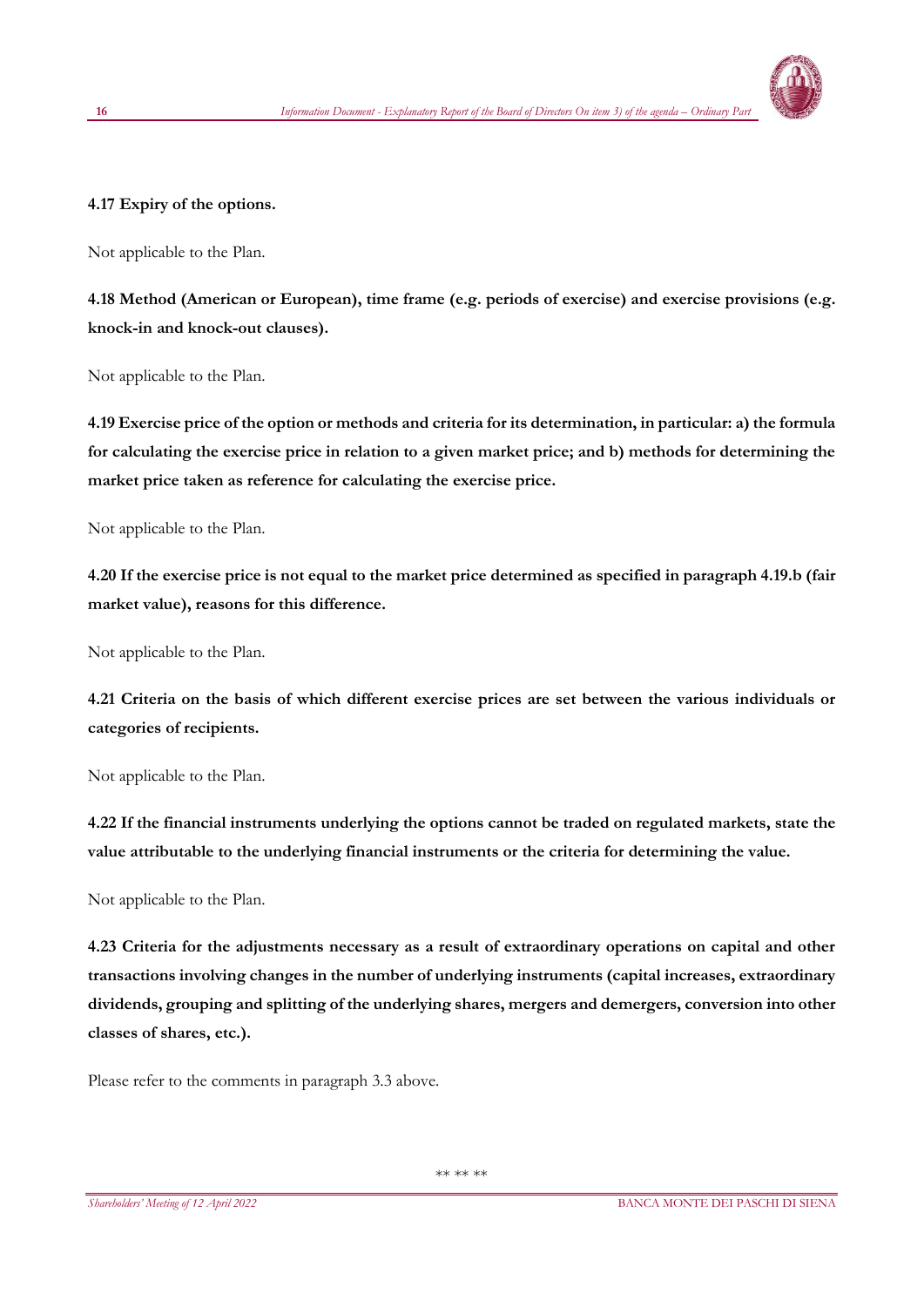**4.17 Expiry of the options.**

Not applicable to the Plan.

**4.18 Method (American or European), time frame (e.g. periods of exercise) and exercise provisions (e.g. knock-in and knock-out clauses).**

Not applicable to the Plan.

**4.19 Exercise price of the option or methods and criteria for its determination, in particular: a) the formula for calculating the exercise price in relation to a given market price; and b) methods for determining the market price taken as reference for calculating the exercise price.**

Not applicable to the Plan.

**4.20 If the exercise price is not equal to the market price determined as specified in paragraph 4.19.b (fair market value), reasons for this difference.**

Not applicable to the Plan.

**4.21 Criteria on the basis of which different exercise prices are set between the various individuals or categories of recipients.**

Not applicable to the Plan.

**4.22 If the financial instruments underlying the options cannot be traded on regulated markets, state the value attributable to the underlying financial instruments or the criteria for determining the value.**

Not applicable to the Plan.

**4.23 Criteria for the adjustments necessary as a result of extraordinary operations on capital and other transactions involving changes in the number of underlying instruments (capital increases, extraordinary dividends, grouping and splitting of the underlying shares, mergers and demergers, conversion into other classes of shares, etc.).**

Please refer to the comments in paragraph 3.3 above.

** ** **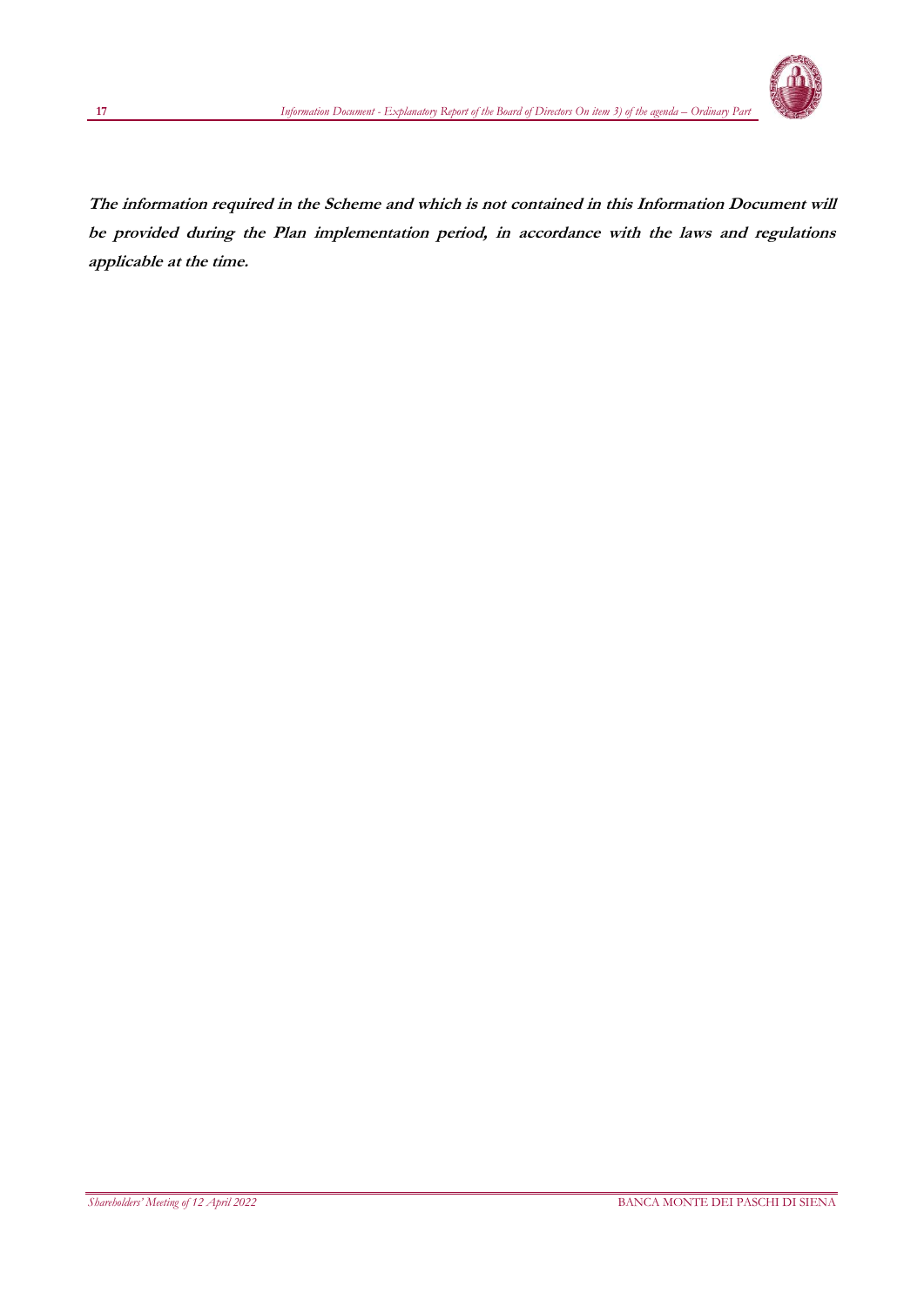***The information required in the Scheme and which is not contained in this Information Document will be provided during the Plan implementation period, in accordance with the laws and regulations applicable at the time.***